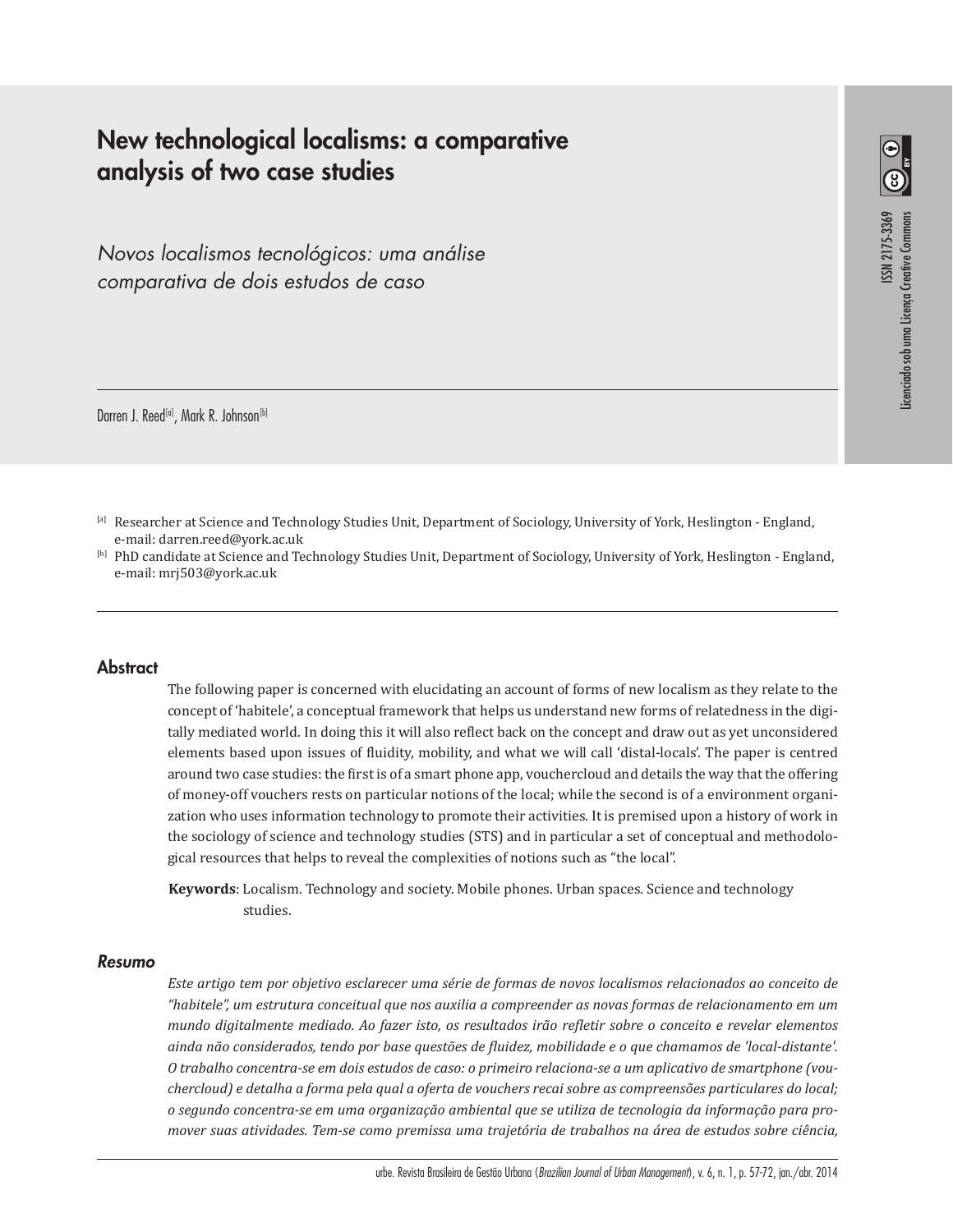# New technological localisms: a comparative analysis of two case studies

*Novos localismos tecnológicos: uma análise comparativa de dois estudos de caso*

Darren J. Reed[a], Mark R. Johnson[b]

[a] Researcher at Science and Technology Studies Unit, Department of Sociology, University of York, Heslington - England, e-mail: darren.reed@york.ac.uk

[b] PhD candidate at Science and Technology Studies Unit, Department of Sociology, University of York, Heslington - England, e-mail: mrj503@york.ac.uk

## Abstract

The following paper is concerned with elucidating an account of forms of new localism as they relate to the concept of 'habitele', a conceptual framework that helps us understand new forms of relatedness in the digitally mediated world. In doing this it will also reflect back on the concept and draw out as yet unconsidered elements based upon issues of fluidity, mobility, and what we will call 'distal-locals'. The paper is centred around two case studies: the first is of a smart phone app, vouchercloud and details the way that the offering of money-off vouchers rests on particular notions of the local; while the second is of a environment organization who uses information technology to promote their activities. It is premised upon a history of work in the sociology of science and technology studies (STS) and in particular a set of conceptual and methodological resources that helps to reveal the complexities of notions such as "the local".

**Keywords**: Localism. Technology and society. Mobile phones. Urban spaces. Science and technology studies.

## *Resumo*

*Este artigo tem por objetivo esclarecer uma série de formas de novos localismos relacionados ao conceito de "habitele", um estrutura conceitual que nos auxilia a compreender as novas formas de relacionamento em um mundo digitalmente mediado. Ao fazer isto, os resultados irão refletir sobre o conceito e revelar elementos ainda não considerados, tendo por base questões de fluidez, mobilidade e o que chamamos de 'local-distante'. O trabalho concentra-se em dois estudos de caso: o primeiro relaciona-se a um aplicativo de smartphone (vouchercloud) e detalha a forma pela qual a oferta de vouchers recai sobre as compreensões particulares do local; o segundo concentra-se em uma organização ambiental que se utiliza de tecnologia da informação para promover suas atividades. Tem-se como premissa uma trajetória de trabalhos na área de estudos sobre ciência,*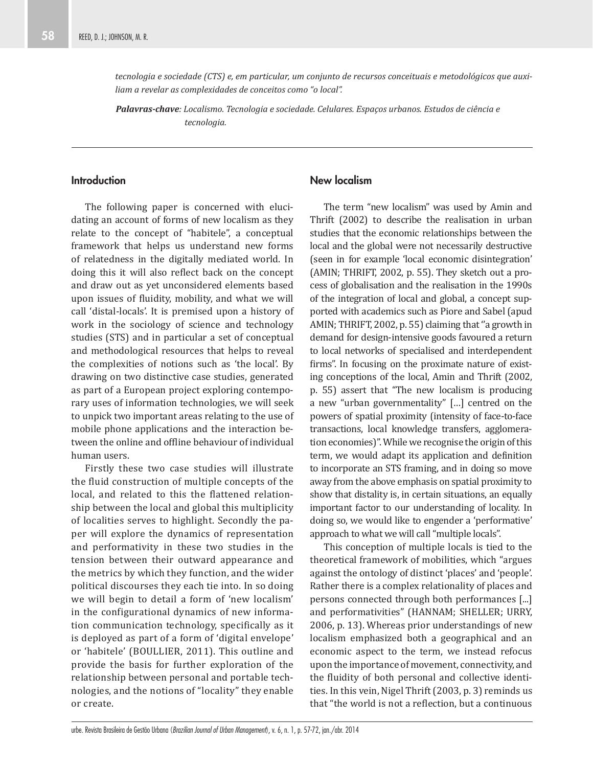*tecnologia e sociedade (CTS) e, em particular, um conjunto de recursos conceituais e metodológicos que auxiliam a revelar as complexidades de conceitos como "o local".*

***Palavras-chave**: Localismo. Tecnologia e sociedade. Celulares. Espaços urbanos. Estudos de ciência e tecnologia.*

## Introduction

The following paper is concerned with elucidating an account of forms of new localism as they relate to the concept of "habitele", a conceptual framework that helps us understand new forms of relatedness in the digitally mediated world. In doing this it will also reflect back on the concept and draw out as yet unconsidered elements based upon issues of fluidity, mobility, and what we will call 'distal-locals'. It is premised upon a history of work in the sociology of science and technology studies (STS) and in particular a set of conceptual and methodological resources that helps to reveal the complexities of notions such as 'the local'. By drawing on two distinctive case studies, generated as part of a European project exploring contemporary uses of information technologies, we will seek to unpick two important areas relating to the use of mobile phone applications and the interaction between the online and offline behaviour of individual human users.

Firstly these two case studies will illustrate the fluid construction of multiple concepts of the local, and related to this the flattened relationship between the local and global this multiplicity of localities serves to highlight. Secondly the paper will explore the dynamics of representation and performativity in these two studies in the tension between their outward appearance and the metrics by which they function, and the wider political discourses they each tie into. In so doing we will begin to detail a form of 'new localism' in the configurational dynamics of new information communication technology, specifically as it is deployed as part of a form of 'digital envelope' or 'habitele' (BOULLIER, 2011). This outline and provide the basis for further exploration of the relationship between personal and portable technologies, and the notions of "locality" they enable or create.

## New localism

The term "new localism" was used by Amin and Thrift (2002) to describe the realisation in urban studies that the economic relationships between the local and the global were not necessarily destructive (seen in for example 'local economic disintegration' (AMIN; THRIFT, 2002, p. 55). They sketch out a process of globalisation and the realisation in the 1990s of the integration of local and global, a concept supported with academics such as Piore and Sabel (apud AMIN; THRIFT, 2002, p. 55) claiming that "a growth in demand for design-intensive goods favoured a return to local networks of specialised and interdependent firms". In focusing on the proximate nature of existing conceptions of the local, Amin and Thrift (2002, p. 55) assert that "The new localism is producing a new "urban governmentality" [...] centred on the powers of spatial proximity (intensity of face-to-face transactions, local knowledge transfers, agglomeration economies)". While we recognise the origin of this term, we would adapt its application and definition to incorporate an STS framing, and in doing so move away from the above emphasis on spatial proximity to show that distality is, in certain situations, an equally important factor to our understanding of locality. In doing so, we would like to engender a 'performative' approach to what we will call "multiple locals".

This conception of multiple locals is tied to the theoretical framework of mobilities, which "argues against the ontology of distinct 'places' and 'people'. Rather there is a complex relationality of places and persons connected through both performances [...] and performativities" (HANNAM; SHELLER; URRY, 2006, p. 13). Whereas prior understandings of new localism emphasized both a geographical and an economic aspect to the term, we instead refocus upon the importance of movement, connectivity, and the fluidity of both personal and collective identities. In this vein, Nigel Thrift (2003, p. 3) reminds us that "the world is not a reflection, but a continuous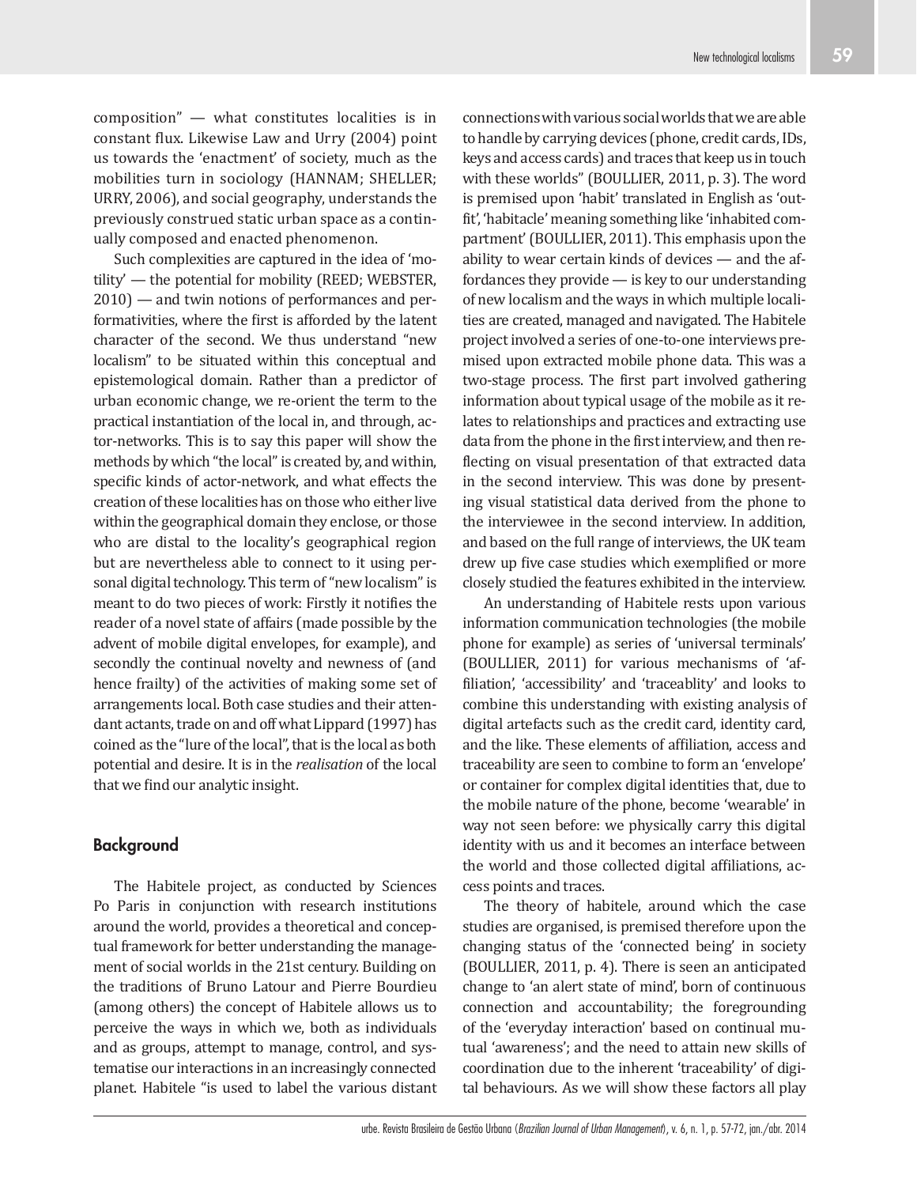composition" — what constitutes localities is in constant flux. Likewise Law and Urry (2004) point us towards the 'enactment' of society, much as the mobilities turn in sociology (HANNAM; SHELLER; URRY, 2006), and social geography, understands the previously construed static urban space as a continually composed and enacted phenomenon.

Such complexities are captured in the idea of 'motility' — the potential for mobility (REED; WEBSTER, 2010) — and twin notions of performances and performativities, where the first is afforded by the latent character of the second. We thus understand "new localism" to be situated within this conceptual and epistemological domain. Rather than a predictor of urban economic change, we re-orient the term to the practical instantiation of the local in, and through, actor-networks. This is to say this paper will show the methods by which "the local" is created by, and within, specific kinds of actor-network, and what effects the creation of these localities has on those who either live within the geographical domain they enclose, or those who are distal to the locality's geographical region but are nevertheless able to connect to it using personal digital technology. This term of "new localism" is meant to do two pieces of work: Firstly it notifies the reader of a novel state of affairs (made possible by the advent of mobile digital envelopes, for example), and secondly the continual novelty and newness of (and hence frailty) of the activities of making some set of arrangements local. Both case studies and their attendant actants, trade on and off what Lippard (1997) has coined as the "lure of the local", that is the local as both potential and desire. It is in the *realisation* of the local that we find our analytic insight.

## Background

The Habitele project, as conducted by Sciences Po Paris in conjunction with research institutions around the world, provides a theoretical and conceptual framework for better understanding the management of social worlds in the 21st century. Building on the traditions of Bruno Latour and Pierre Bourdieu (among others) the concept of Habitele allows us to perceive the ways in which we, both as individuals and as groups, attempt to manage, control, and systematise our interactions in an increasingly connected planet. Habitele "is used to label the various distant connections with various social worlds that we are able to handle by carrying devices (phone, credit cards, IDs, keys and access cards) and traces that keep us in touch with these worlds" (BOULLIER, 2011, p. 3). The word is premised upon 'habit' translated in English as 'outfit', 'habitacle' meaning something like 'inhabited compartment' (BOULLIER, 2011). This emphasis upon the ability to wear certain kinds of devices — and the affordances they provide — is key to our understanding of new localism and the ways in which multiple localities are created, managed and navigated. The Habitele project involved a series of one-to-one interviews premised upon extracted mobile phone data. This was a two-stage process. The first part involved gathering information about typical usage of the mobile as it relates to relationships and practices and extracting use data from the phone in the first interview, and then reflecting on visual presentation of that extracted data in the second interview. This was done by presenting visual statistical data derived from the phone to the interviewee in the second interview. In addition, and based on the full range of interviews, the UK team drew up five case studies which exemplified or more closely studied the features exhibited in the interview.

An understanding of Habitele rests upon various information communication technologies (the mobile phone for example) as series of 'universal terminals' (BOULLIER, 2011) for various mechanisms of 'affiliation', 'accessibility' and 'traceablity' and looks to combine this understanding with existing analysis of digital artefacts such as the credit card, identity card, and the like. These elements of affiliation, access and traceability are seen to combine to form an 'envelope' or container for complex digital identities that, due to the mobile nature of the phone, become 'wearable' in way not seen before: we physically carry this digital identity with us and it becomes an interface between the world and those collected digital affiliations, access points and traces.

The theory of habitele, around which the case studies are organised, is premised therefore upon the changing status of the 'connected being' in society (BOULLIER, 2011, p. 4). There is seen an anticipated change to 'an alert state of mind', born of continuous connection and accountability; the foregrounding of the 'everyday interaction' based on continual mutual 'awareness'; and the need to attain new skills of coordination due to the inherent 'traceability' of digital behaviours. As we will show these factors all play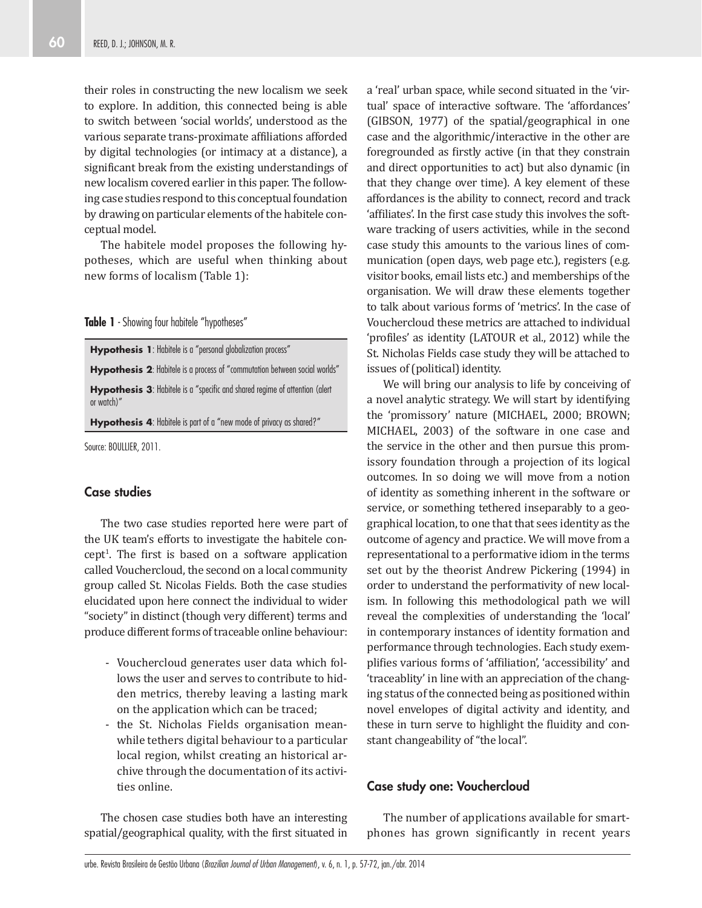their roles in constructing the new localism we seek to explore. In addition, this connected being is able to switch between 'social worlds', understood as the various separate trans-proximate affiliations afforded by digital technologies (or intimacy at a distance), a significant break from the existing understandings of new localism covered earlier in this paper. The following case studies respond to this conceptual foundation by drawing on particular elements of the habitele conceptual model.

The habitele model proposes the following hypotheses, which are useful when thinking about new forms of localism (Table 1):

**Table 1** - Showing four habitele "hypotheses"

| |
|---|
| **Hypothesis 1**: Habitele is a "personal globalization process" |
| **Hypothesis 2**: Habitele is a process of "commutation between social worlds" |
| **Hypothesis 3**: Habitele is a "specific and shared regime of attention (alert or watch)" |
| **Hypothesis 4**: Habitele is part of a "new mode of privacy as shared?" |

Source: BOULLIER, 2011.

## Case studies

The two case studies reported here were part of the UK team's efforts to investigate the habitele concept[1]. The first is based on a software application called Vouchercloud, the second on a local community group called St. Nicolas Fields. Both the case studies elucidated upon here connect the individual to wider "society" in distinct (though very different) terms and produce different forms of traceable online behaviour:

- Vouchercloud generates user data which follows the user and serves to contribute to hidden metrics, thereby leaving a lasting mark on the application which can be traced;
- the St. Nicholas Fields organisation meanwhile tethers digital behaviour to a particular local region, whilst creating an historical archive through the documentation of its activities online.

The chosen case studies both have an interesting spatial/geographical quality, with the first situated in a 'real' urban space, while second situated in the 'virtual' space of interactive software. The 'affordances' (GIBSON, 1977) of the spatial/geographical in one case and the algorithmic/interactive in the other are foregrounded as firstly active (in that they constrain and direct opportunities to act) but also dynamic (in that they change over time). A key element of these affordances is the ability to connect, record and track 'affiliates'. In the first case study this involves the software tracking of users activities, while in the second case study this amounts to the various lines of communication (open days, web page etc.), registers (e.g. visitor books, email lists etc.) and memberships of the organisation. We will draw these elements together to talk about various forms of 'metrics'. In the case of Vouchercloud these metrics are attached to individual 'profiles' as identity (LATOUR et al., 2012) while the St. Nicholas Fields case study they will be attached to issues of (political) identity.

We will bring our analysis to life by conceiving of a novel analytic strategy. We will start by identifying the 'promissory' nature (MICHAEL, 2000; BROWN; MICHAEL, 2003) of the software in one case and the service in the other and then pursue this promissory foundation through a projection of its logical outcomes. In so doing we will move from a notion of identity as something inherent in the software or service, or something tethered inseparably to a geographical location, to one that that sees identity as the outcome of agency and practice. We will move from a representational to a performative idiom in the terms set out by the theorist Andrew Pickering (1994) in order to understand the performativity of new localism. In following this methodological path we will reveal the complexities of understanding the 'local' in contemporary instances of identity formation and performance through technologies. Each study exemplifies various forms of 'affiliation', 'accessibility' and 'traceablity' in line with an appreciation of the changing status of the connected being as positioned within novel envelopes of digital activity and identity, and these in turn serve to highlight the fluidity and constant changeability of "the local".

## Case study one: Vouchercloud

The number of applications available for smartphones has grown significantly in recent years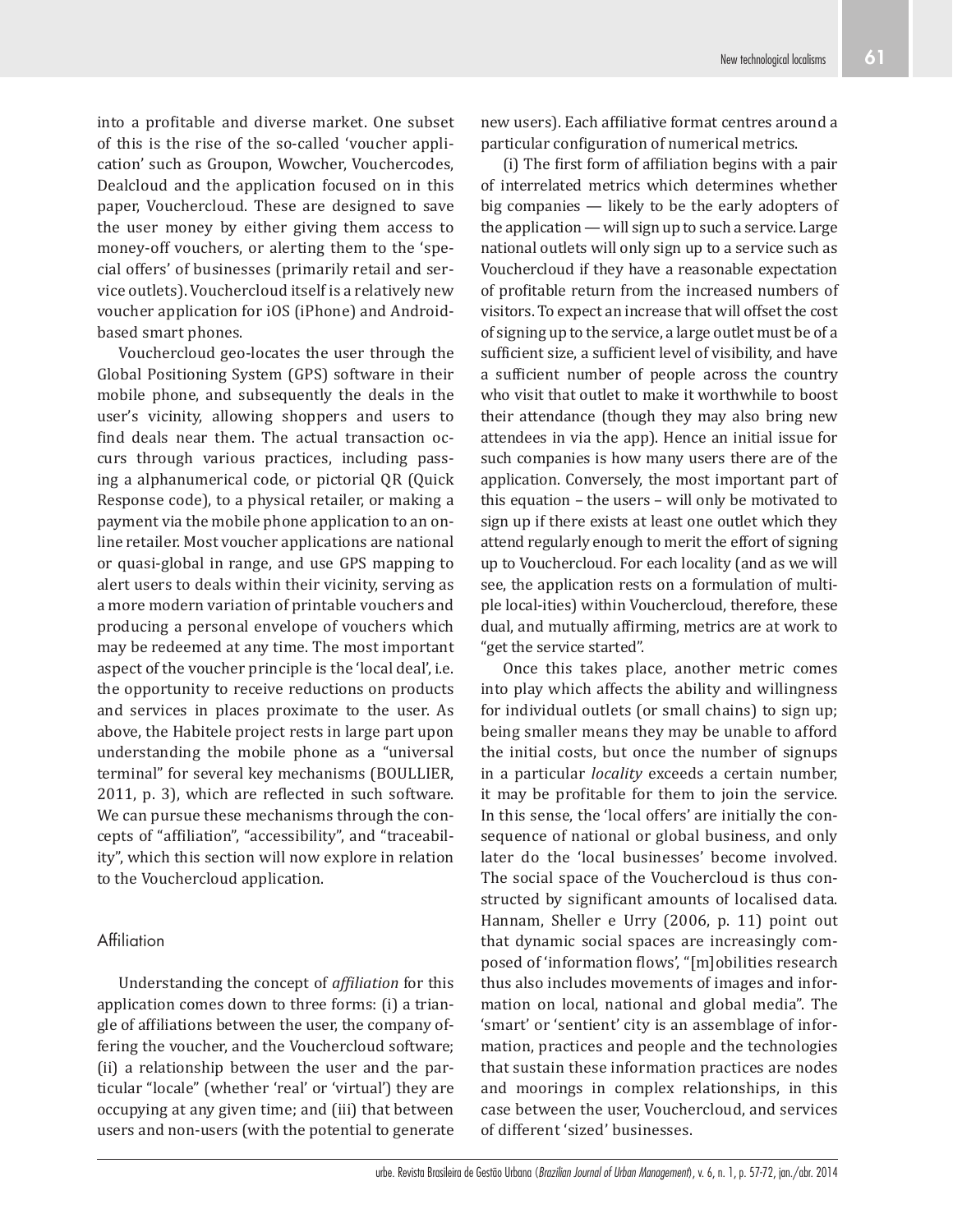into a profitable and diverse market. One subset of this is the rise of the so-called 'voucher application' such as Groupon, Wowcher, Vouchercodes, Dealcloud and the application focused on in this paper, Vouchercloud. These are designed to save the user money by either giving them access to money-off vouchers, or alerting them to the 'special offers' of businesses (primarily retail and service outlets). Vouchercloud itself is a relatively new voucher application for iOS (iPhone) and Android-based smart phones.

Vouchercloud geo-locates the user through the Global Positioning System (GPS) software in their mobile phone, and subsequently the deals in the user's vicinity, allowing shoppers and users to find deals near them. The actual transaction occurs through various practices, including passing a alphanumerical code, or pictorial QR (Quick Response code), to a physical retailer, or making a payment via the mobile phone application to an online retailer. Most voucher applications are national or quasi-global in range, and use GPS mapping to alert users to deals within their vicinity, serving as a more modern variation of printable vouchers and producing a personal envelope of vouchers which may be redeemed at any time. The most important aspect of the voucher principle is the 'local deal', i.e. the opportunity to receive reductions on products and services in places proximate to the user. As above, the Habitele project rests in large part upon understanding the mobile phone as a "universal terminal" for several key mechanisms (BOULLIER, 2011, p. 3), which are reflected in such software. We can pursue these mechanisms through the concepts of "affiliation", "accessibility", and "traceability", which this section will now explore in relation to the Vouchercloud application.

## Affiliation

Understanding the concept of *affiliation* for this application comes down to three forms: (i) a triangle of affiliations between the user, the company offering the voucher, and the Vouchercloud software; (ii) a relationship between the user and the particular "locale" (whether 'real' or 'virtual') they are occupying at any given time; and (iii) that between users and non-users (with the potential to generate new users). Each affiliative format centres around a particular configuration of numerical metrics.

(i) The first form of affiliation begins with a pair of interrelated metrics which determines whether big companies — likely to be the early adopters of the application — will sign up to such a service. Large national outlets will only sign up to a service such as Vouchercloud if they have a reasonable expectation of profitable return from the increased numbers of visitors. To expect an increase that will offset the cost of signing up to the service, a large outlet must be of a sufficient size, a sufficient level of visibility, and have a sufficient number of people across the country who visit that outlet to make it worthwhile to boost their attendance (though they may also bring new attendees in via the app). Hence an initial issue for such companies is how many users there are of the application. Conversely, the most important part of this equation – the users – will only be motivated to sign up if there exists at least one outlet which they attend regularly enough to merit the effort of signing up to Vouchercloud. For each locality (and as we will see, the application rests on a formulation of multiple local-ities) within Vouchercloud, therefore, these dual, and mutually affirming, metrics are at work to "get the service started".

Once this takes place, another metric comes into play which affects the ability and willingness for individual outlets (or small chains) to sign up; being smaller means they may be unable to afford the initial costs, but once the number of signups in a particular *locality* exceeds a certain number, it may be profitable for them to join the service. In this sense, the 'local offers' are initially the consequence of national or global business, and only later do the 'local businesses' become involved. The social space of the Vouchercloud is thus constructed by significant amounts of localised data. Hannam, Sheller e Urry (2006, p. 11) point out that dynamic social spaces are increasingly composed of 'information flows', "[m]obilities research thus also includes movements of images and information on local, national and global media". The 'smart' or 'sentient' city is an assemblage of information, practices and people and the technologies that sustain these information practices are nodes and moorings in complex relationships, in this case between the user, Vouchercloud, and services of different 'sized' businesses.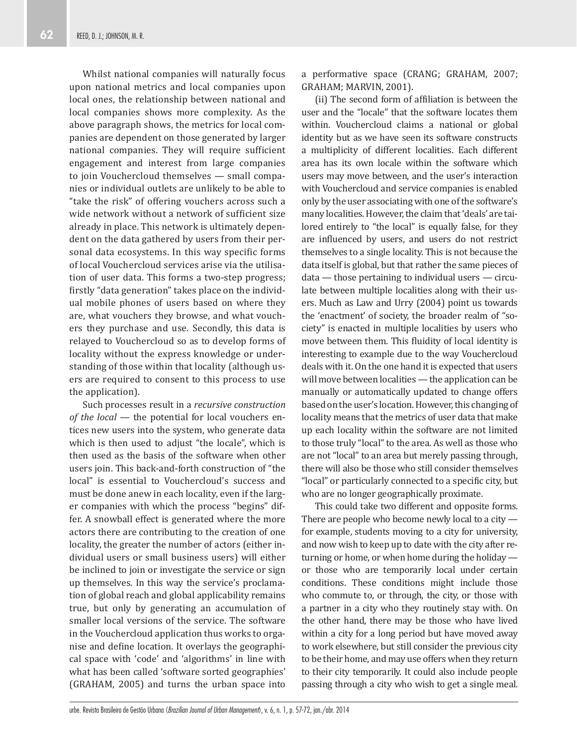Whilst national companies will naturally focus upon national metrics and local companies upon local ones, the relationship between national and local companies shows more complexity. As the above paragraph shows, the metrics for local companies are dependent on those generated by larger national companies. They will require sufficient engagement and interest from large companies to join Vouchercloud themselves — small companies or individual outlets are unlikely to be able to "take the risk" of offering vouchers across such a wide network without a network of sufficient size already in place. This network is ultimately dependent on the data gathered by users from their personal data ecosystems. In this way specific forms of local Vouchercloud services arise via the utilisation of user data. This forms a two-step progress; firstly "data generation" takes place on the individual mobile phones of users based on where they are, what vouchers they browse, and what vouchers they purchase and use. Secondly, this data is relayed to Vouchercloud so as to develop forms of locality without the express knowledge or understanding of those within that locality (although users are required to consent to this process to use the application).

Such processes result in a *recursive construction of the local* — the potential for local vouchers entices new users into the system, who generate data which is then used to adjust "the locale", which is then used as the basis of the software when other users join. This back-and-forth construction of "the local" is essential to Vouchercloud's success and must be done anew in each locality, even if the larger companies with which the process "begins" differ. A snowball effect is generated where the more actors there are contributing to the creation of one locality, the greater the number of actors (either individual users or small business users) will either be inclined to join or investigate the service or sign up themselves. In this way the service's proclamation of global reach and global applicability remains true, but only by generating an accumulation of smaller local versions of the service. The software in the Vouchercloud application thus works to organise and define location. It overlays the geographical space with 'code' and 'algorithms' in line with what has been called 'software sorted geographies' (GRAHAM, 2005) and turns the urban space into a performative space (CRANG; GRAHAM, 2007; GRAHAM; MARVIN, 2001).

(ii) The second form of affiliation is between the user and the "locale" that the software locates them within. Vouchercloud claims a national or global identity but as we have seen its software constructs a multiplicity of different localities. Each different area has its own locale within the software which users may move between, and the user's interaction with Vouchercloud and service companies is enabled only by the user associating with one of the software's many localities. However, the claim that 'deals' are tailored entirely to "the local" is equally false, for they are influenced by users, and users do not restrict themselves to a single locality. This is not because the data itself is global, but that rather the same pieces of data — those pertaining to individual users — circulate between multiple localities along with their users. Much as Law and Urry (2004) point us towards the 'enactment' of society, the broader realm of "society" is enacted in multiple localities by users who move between them. This fluidity of local identity is interesting to example due to the way Vouchercloud deals with it. On the one hand it is expected that users will move between localities — the application can be manually or automatically updated to change offers based on the user's location. However, this changing of locality means that the metrics of user data that make up each locality within the software are not limited to those truly "local" to the area. As well as those who are not "local" to an area but merely passing through, there will also be those who still consider themselves "local" or particularly connected to a specific city, but who are no longer geographically proximate.

This could take two different and opposite forms. There are people who become newly local to a city — for example, students moving to a city for university, and now wish to keep up to date with the city after returning or home, or when home during the holiday — or those who are temporarily local under certain conditions. These conditions might include those who commute to, or through, the city, or those with a partner in a city who they routinely stay with. On the other hand, there may be those who have lived within a city for a long period but have moved away to work elsewhere, but still consider the previous city to be their home, and may use offers when they return to their city temporarily. It could also include people passing through a city who wish to get a single meal.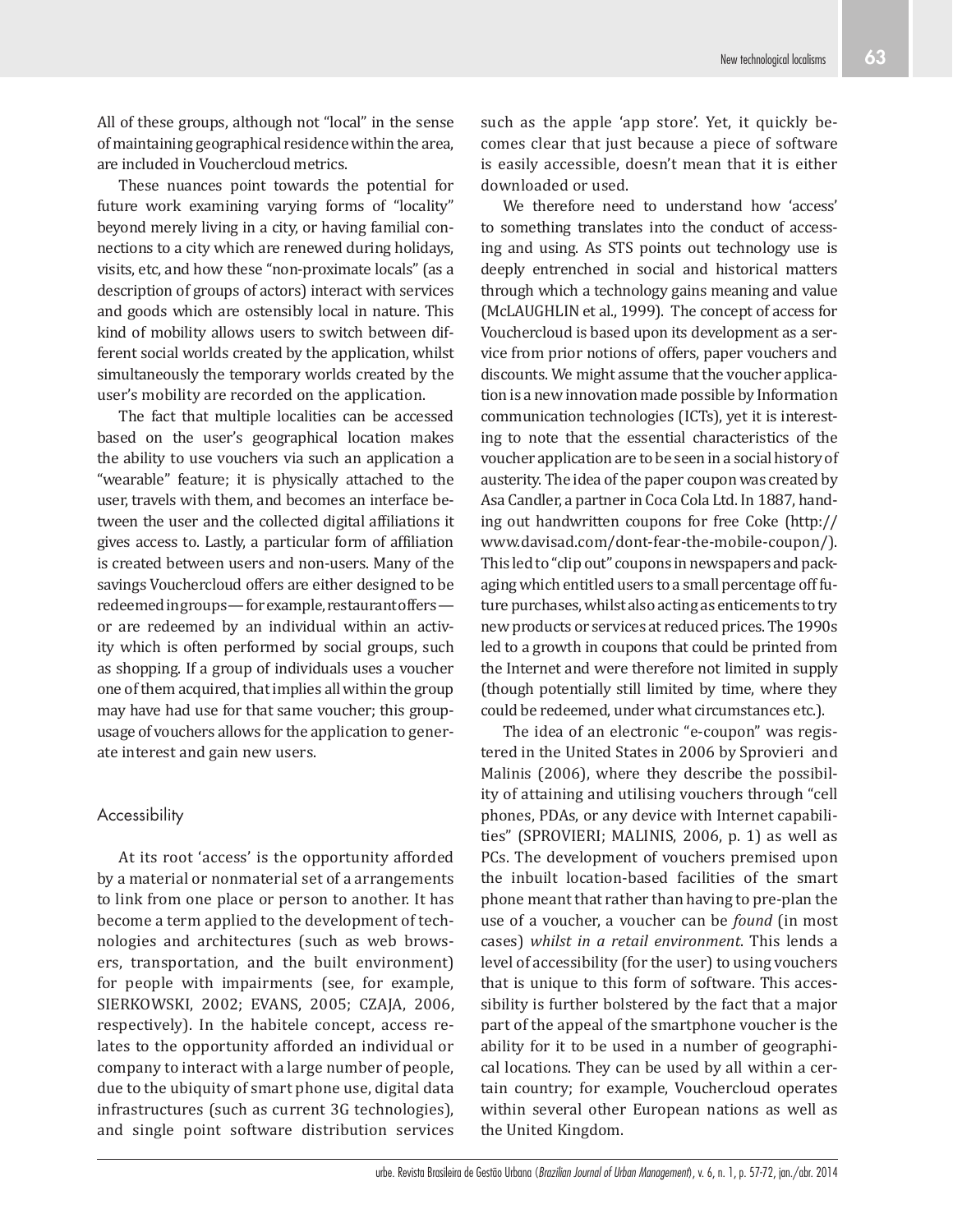All of these groups, although not "local" in the sense of maintaining geographical residence within the area, are included in Vouchercloud metrics.

These nuances point towards the potential for future work examining varying forms of "locality" beyond merely living in a city, or having familial connections to a city which are renewed during holidays, visits, etc, and how these "non-proximate locals" (as a description of groups of actors) interact with services and goods which are ostensibly local in nature. This kind of mobility allows users to switch between different social worlds created by the application, whilst simultaneously the temporary worlds created by the user's mobility are recorded on the application.

The fact that multiple localities can be accessed based on the user's geographical location makes the ability to use vouchers via such an application a "wearable" feature; it is physically attached to the user, travels with them, and becomes an interface between the user and the collected digital affiliations it gives access to. Lastly, a particular form of affiliation is created between users and non-users. Many of the savings Vouchercloud offers are either designed to be redeemed in groups — for example, restaurant offers — or are redeemed by an individual within an activity which is often performed by social groups, such as shopping. If a group of individuals uses a voucher one of them acquired, that implies all within the group may have had use for that same voucher; this group-usage of vouchers allows for the application to generate interest and gain new users.

## Accessibility

At its root 'access' is the opportunity afforded by a material or nonmaterial set of a arrangements to link from one place or person to another. It has become a term applied to the development of technologies and architectures (such as web browsers, transportation, and the built environment) for people with impairments (see, for example, SIERKOWSKI, 2002; EVANS, 2005; CZAJA, 2006, respectively). In the habitele concept, access relates to the opportunity afforded an individual or company to interact with a large number of people, due to the ubiquity of smart phone use, digital data infrastructures (such as current 3G technologies), and single point software distribution services such as the apple 'app store'. Yet, it quickly becomes clear that just because a piece of software is easily accessible, doesn't mean that it is either downloaded or used.

We therefore need to understand how 'access' to something translates into the conduct of accessing and using. As STS points out technology use is deeply entrenched in social and historical matters through which a technology gains meaning and value (McLAUGHLIN et al., 1999). The concept of access for Vouchercloud is based upon its development as a service from prior notions of offers, paper vouchers and discounts. We might assume that the voucher application is a new innovation made possible by Information communication technologies (ICTs), yet it is interesting to note that the essential characteristics of the voucher application are to be seen in a social history of austerity. The idea of the paper coupon was created by Asa Candler, a partner in Coca Cola Ltd. In 1887, handing out handwritten coupons for free Coke (http://www.davisad.com/dont-fear-the-mobile-coupon/). This led to "clip out" coupons in newspapers and packaging which entitled users to a small percentage off future purchases, whilst also acting as enticements to try new products or services at reduced prices. The 1990s led to a growth in coupons that could be printed from the Internet and were therefore not limited in supply (though potentially still limited by time, where they could be redeemed, under what circumstances etc.).

The idea of an electronic "e-coupon" was registered in the United States in 2006 by Sprovieri and Malinis (2006), where they describe the possibility of attaining and utilising vouchers through "cell phones, PDAs, or any device with Internet capabilities" (SPROVIERI; MALINIS, 2006, p. 1) as well as PCs. The development of vouchers premised upon the inbuilt location-based facilities of the smart phone meant that rather than having to pre-plan the use of a voucher, a voucher can be *found* (in most cases) *whilst in a retail environment*. This lends a level of accessibility (for the user) to using vouchers that is unique to this form of software. This accessibility is further bolstered by the fact that a major part of the appeal of the smartphone voucher is the ability for it to be used in a number of geographical locations. They can be used by all within a certain country; for example, Vouchercloud operates within several other European nations as well as the United Kingdom.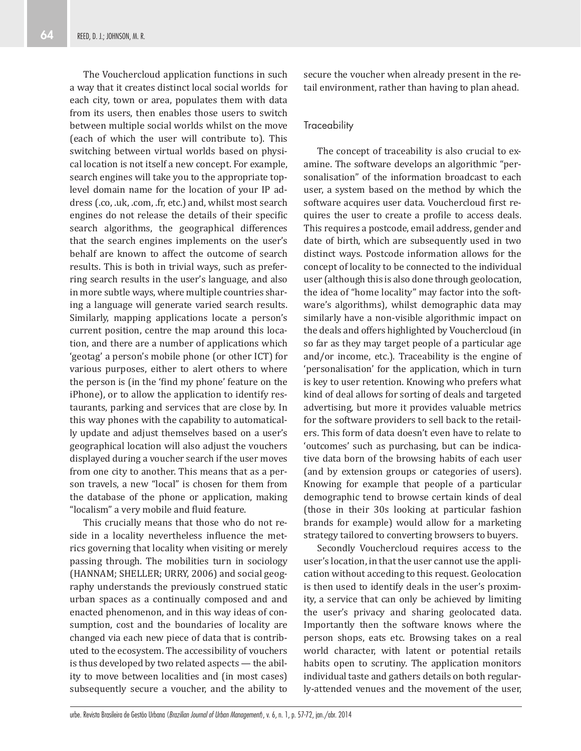The Vouchercloud application functions in such a way that it creates distinct local social worlds for each city, town or area, populates them with data from its users, then enables those users to switch between multiple social worlds whilst on the move (each of which the user will contribute to). This switching between virtual worlds based on physical location is not itself a new concept. For example, search engines will take you to the appropriate top-level domain name for the location of your IP address (.co, .uk, .com, .fr, etc.) and, whilst most search engines do not release the details of their specific search algorithms, the geographical differences that the search engines implements on the user's behalf are known to affect the outcome of search results. This is both in trivial ways, such as preferring search results in the user's language, and also in more subtle ways, where multiple countries sharing a language will generate varied search results. Similarly, mapping applications locate a person's current position, centre the map around this location, and there are a number of applications which 'geotag' a person's mobile phone (or other ICT) for various purposes, either to alert others to where the person is (in the 'find my phone' feature on the iPhone), or to allow the application to identify restaurants, parking and services that are close by. In this way phones with the capability to automatically update and adjust themselves based on a user's geographical location will also adjust the vouchers displayed during a voucher search if the user moves from one city to another. This means that as a person travels, a new "local" is chosen for them from the database of the phone or application, making "localism" a very mobile and fluid feature.

This crucially means that those who do not reside in a locality nevertheless influence the metrics governing that locality when visiting or merely passing through. The mobilities turn in sociology (HANNAM; SHELLER; URRY, 2006) and social geography understands the previously construed static urban spaces as a continually composed and and enacted phenomenon, and in this way ideas of consumption, cost and the boundaries of locality are changed via each new piece of data that is contributed to the ecosystem. The accessibility of vouchers is thus developed by two related aspects — the ability to move between localities and (in most cases) subsequently secure a voucher, and the ability to secure the voucher when already present in the retail environment, rather than having to plan ahead.

## Traceability

The concept of traceability is also crucial to examine. The software develops an algorithmic "personalisation" of the information broadcast to each user, a system based on the method by which the software acquires user data. Vouchercloud first requires the user to create a profile to access deals. This requires a postcode, email address, gender and date of birth, which are subsequently used in two distinct ways. Postcode information allows for the concept of locality to be connected to the individual user (although this is also done through geolocation, the idea of "home locality" may factor into the software's algorithms), whilst demographic data may similarly have a non-visible algorithmic impact on the deals and offers highlighted by Vouchercloud (in so far as they may target people of a particular age and/or income, etc.). Traceability is the engine of 'personalisation' for the application, which in turn is key to user retention. Knowing who prefers what kind of deal allows for sorting of deals and targeted advertising, but more it provides valuable metrics for the software providers to sell back to the retailers. This form of data doesn't even have to relate to 'outcomes' such as purchasing, but can be indicative data born of the browsing habits of each user (and by extension groups or categories of users). Knowing for example that people of a particular demographic tend to browse certain kinds of deal (those in their 30s looking at particular fashion brands for example) would allow for a marketing strategy tailored to converting browsers to buyers.

Secondly Vouchercloud requires access to the user's location, in that the user cannot use the application without acceding to this request. Geolocation is then used to identify deals in the user's proximity, a service that can only be achieved by limiting the user's privacy and sharing geolocated data. Importantly then the software knows where the person shops, eats etc. Browsing takes on a real world character, with latent or potential retails habits open to scrutiny. The application monitors individual taste and gathers details on both regularly-attended venues and the movement of the user,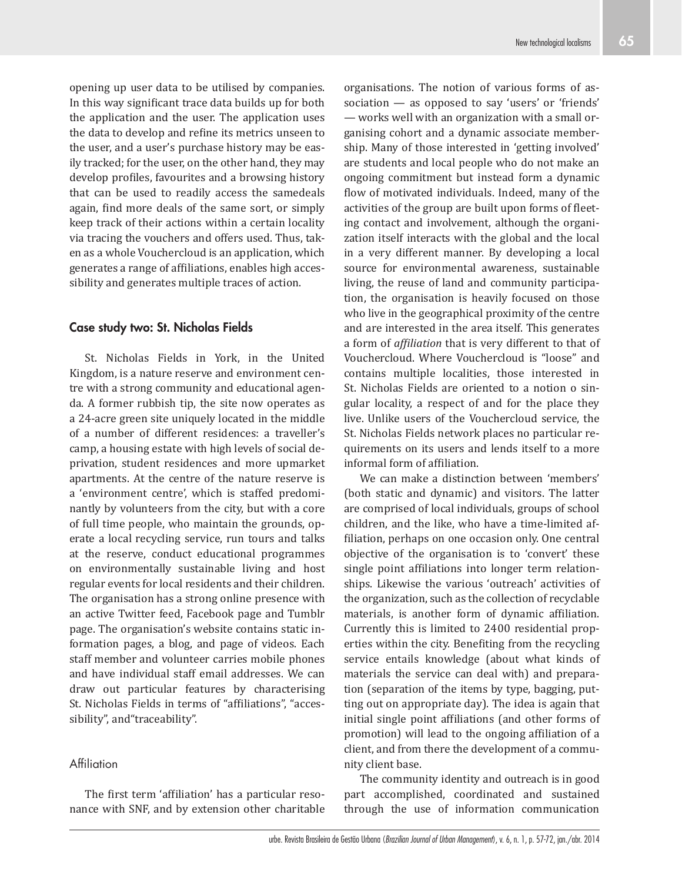opening up user data to be utilised by companies. In this way significant trace data builds up for both the application and the user. The application uses the data to develop and refine its metrics unseen to the user, and a user's purchase history may be easily tracked; for the user, on the other hand, they may develop profiles, favourites and a browsing history that can be used to readily access the samedeals again, find more deals of the same sort, or simply keep track of their actions within a certain locality via tracing the vouchers and offers used. Thus, taken as a whole Vouchercloud is an application, which generates a range of affiliations, enables high accessibility and generates multiple traces of action.

## Case study two: St. Nicholas Fields

St. Nicholas Fields in York, in the United Kingdom, is a nature reserve and environment centre with a strong community and educational agenda. A former rubbish tip, the site now operates as a 24-acre green site uniquely located in the middle of a number of different residences: a traveller's camp, a housing estate with high levels of social deprivation, student residences and more upmarket apartments. At the centre of the nature reserve is a 'environment centre', which is staffed predominantly by volunteers from the city, but with a core of full time people, who maintain the grounds, operate a local recycling service, run tours and talks at the reserve, conduct educational programmes on environmentally sustainable living and host regular events for local residents and their children. The organisation has a strong online presence with an active Twitter feed, Facebook page and Tumblr page. The organisation's website contains static information pages, a blog, and page of videos. Each staff member and volunteer carries mobile phones and have individual staff email addresses. We can draw out particular features by characterising St. Nicholas Fields in terms of "affiliations", "accessibility", and"traceability".

### Affiliation

The first term 'affiliation' has a particular resonance with SNF, and by extension other charitable organisations. The notion of various forms of association — as opposed to say 'users' or 'friends' — works well with an organization with a small organising cohort and a dynamic associate membership. Many of those interested in 'getting involved' are students and local people who do not make an ongoing commitment but instead form a dynamic flow of motivated individuals. Indeed, many of the activities of the group are built upon forms of fleeting contact and involvement, although the organization itself interacts with the global and the local in a very different manner. By developing a local source for environmental awareness, sustainable living, the reuse of land and community participation, the organisation is heavily focused on those who live in the geographical proximity of the centre and are interested in the area itself. This generates a form of *affiliation* that is very different to that of Vouchercloud. Where Vouchercloud is "loose" and contains multiple localities, those interested in St. Nicholas Fields are oriented to a notion o singular locality, a respect of and for the place they live. Unlike users of the Vouchercloud service, the St. Nicholas Fields network places no particular requirements on its users and lends itself to a more informal form of affiliation.

We can make a distinction between 'members' (both static and dynamic) and visitors. The latter are comprised of local individuals, groups of school children, and the like, who have a time-limited affiliation, perhaps on one occasion only. One central objective of the organisation is to 'convert' these single point affiliations into longer term relationships. Likewise the various 'outreach' activities of the organization, such as the collection of recyclable materials, is another form of dynamic affiliation. Currently this is limited to 2400 residential properties within the city. Benefiting from the recycling service entails knowledge (about what kinds of materials the service can deal with) and preparation (separation of the items by type, bagging, putting out on appropriate day). The idea is again that initial single point affiliations (and other forms of promotion) will lead to the ongoing affiliation of a client, and from there the development of a community client base.

The community identity and outreach is in good part accomplished, coordinated and sustained through the use of information communication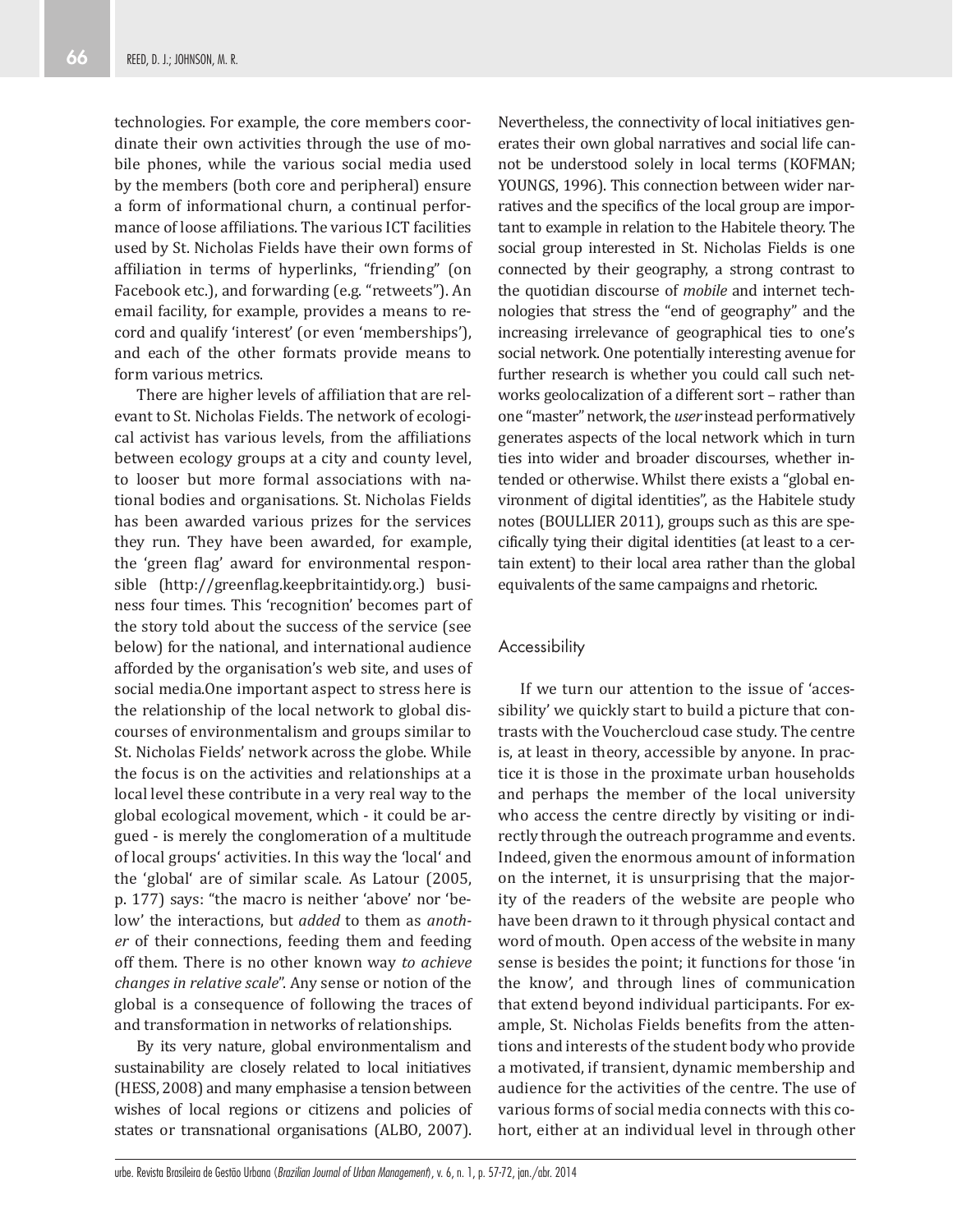technologies. For example, the core members coordinate their own activities through the use of mobile phones, while the various social media used by the members (both core and peripheral) ensure a form of informational churn, a continual performance of loose affiliations. The various ICT facilities used by St. Nicholas Fields have their own forms of affiliation in terms of hyperlinks, "friending" (on Facebook etc.), and forwarding (e.g. "retweets"). An email facility, for example, provides a means to record and qualify 'interest' (or even 'memberships'), and each of the other formats provide means to form various metrics.

There are higher levels of affiliation that are relevant to St. Nicholas Fields. The network of ecological activist has various levels, from the affiliations between ecology groups at a city and county level, to looser but more formal associations with national bodies and organisations. St. Nicholas Fields has been awarded various prizes for the services they run. They have been awarded, for example, the 'green flag' award for environmental responsible (http://greenflag.keepbritaintidy.org.) business four times. This 'recognition' becomes part of the story told about the success of the service (see below) for the national, and international audience afforded by the organisation's web site, and uses of social media.One important aspect to stress here is the relationship of the local network to global discourses of environmentalism and groups similar to St. Nicholas Fields' network across the globe. While the focus is on the activities and relationships at a local level these contribute in a very real way to the global ecological movement, which - it could be argued - is merely the conglomeration of a multitude of local groups' activities. In this way the 'local' and the 'global' are of similar scale. As Latour (2005, p. 177) says: "the macro is neither 'above' nor 'below' the interactions, but *added* to them as *another* of their connections, feeding them and feeding off them. There is no other known way *to achieve changes in relative scale*". Any sense or notion of the global is a consequence of following the traces of and transformation in networks of relationships.

By its very nature, global environmentalism and sustainability are closely related to local initiatives (HESS, 2008) and many emphasise a tension between wishes of local regions or citizens and policies of states or transnational organisations (ALBO, 2007). Nevertheless, the connectivity of local initiatives generates their own global narratives and social life cannot be understood solely in local terms (KOFMAN; YOUNGS, 1996). This connection between wider narratives and the specifics of the local group are important to example in relation to the Habitele theory. The social group interested in St. Nicholas Fields is one connected by their geography, a strong contrast to the quotidian discourse of *mobile* and internet technologies that stress the "end of geography" and the increasing irrelevance of geographical ties to one's social network. One potentially interesting avenue for further research is whether you could call such networks geolocalization of a different sort – rather than one "master" network, the *user* instead performatively generates aspects of the local network which in turn ties into wider and broader discourses, whether intended or otherwise. Whilst there exists a "global environment of digital identities", as the Habitele study notes (BOULLIER 2011), groups such as this are specifically tying their digital identities (at least to a certain extent) to their local area rather than the global equivalents of the same campaigns and rhetoric.

## Accessibility

If we turn our attention to the issue of 'accessibility' we quickly start to build a picture that contrasts with the Vouchercloud case study. The centre is, at least in theory, accessible by anyone. In practice it is those in the proximate urban households and perhaps the member of the local university who access the centre directly by visiting or indirectly through the outreach programme and events. Indeed, given the enormous amount of information on the internet, it is unsurprising that the majority of the readers of the website are people who have been drawn to it through physical contact and word of mouth. Open access of the website in many sense is besides the point; it functions for those 'in the know', and through lines of communication that extend beyond individual participants. For example, St. Nicholas Fields benefits from the attentions and interests of the student body who provide a motivated, if transient, dynamic membership and audience for the activities of the centre. The use of various forms of social media connects with this cohort, either at an individual level in through other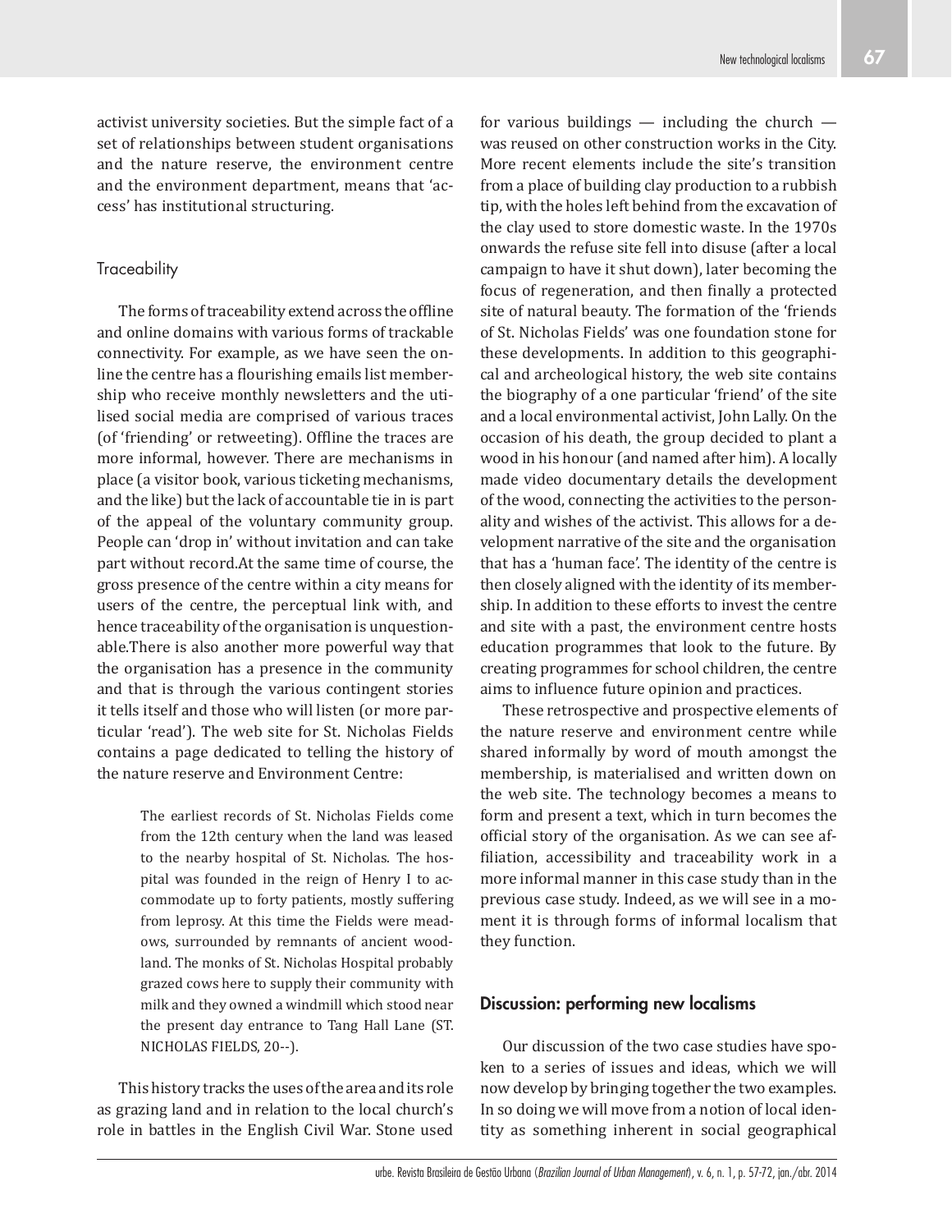activist university societies. But the simple fact of a set of relationships between student organisations and the nature reserve, the environment centre and the environment department, means that 'access' has institutional structuring.

### Traceability

The forms of traceability extend across the offline and online domains with various forms of trackable connectivity. For example, as we have seen the online the centre has a flourishing emails list membership who receive monthly newsletters and the utilised social media are comprised of various traces (of 'friending' or retweeting). Offline the traces are more informal, however. There are mechanisms in place (a visitor book, various ticketing mechanisms, and the like) but the lack of accountable tie in is part of the appeal of the voluntary community group. People can 'drop in' without invitation and can take part without record.At the same time of course, the gross presence of the centre within a city means for users of the centre, the perceptual link with, and hence traceability of the organisation is unquestionable.There is also another more powerful way that the organisation has a presence in the community and that is through the various contingent stories it tells itself and those who will listen (or more particular 'read'). The web site for St. Nicholas Fields contains a page dedicated to telling the history of the nature reserve and Environment Centre:

> The earliest records of St. Nicholas Fields come from the 12th century when the land was leased to the nearby hospital of St. Nicholas. The hospital was founded in the reign of Henry I to accommodate up to forty patients, mostly suffering from leprosy. At this time the Fields were meadows, surrounded by remnants of ancient woodland. The monks of St. Nicholas Hospital probably grazed cows here to supply their community with milk and they owned a windmill which stood near the present day entrance to Tang Hall Lane (ST. NICHOLAS FIELDS, 20--).

This history tracks the uses of the area and its role as grazing land and in relation to the local church's role in battles in the English Civil War. Stone used for various buildings — including the church — was reused on other construction works in the City. More recent elements include the site's transition from a place of building clay production to a rubbish tip, with the holes left behind from the excavation of the clay used to store domestic waste. In the 1970s onwards the refuse site fell into disuse (after a local campaign to have it shut down), later becoming the focus of regeneration, and then finally a protected site of natural beauty. The formation of the 'friends of St. Nicholas Fields' was one foundation stone for these developments. In addition to this geographical and archeological history, the web site contains the biography of a one particular 'friend' of the site and a local environmental activist, John Lally. On the occasion of his death, the group decided to plant a wood in his honour (and named after him). A locally made video documentary details the development of the wood, connecting the activities to the personality and wishes of the activist. This allows for a development narrative of the site and the organisation that has a 'human face'. The identity of the centre is then closely aligned with the identity of its membership. In addition to these efforts to invest the centre and site with a past, the environment centre hosts education programmes that look to the future. By creating programmes for school children, the centre aims to influence future opinion and practices.

These retrospective and prospective elements of the nature reserve and environment centre while shared informally by word of mouth amongst the membership, is materialised and written down on the web site. The technology becomes a means to form and present a text, which in turn becomes the official story of the organisation. As we can see affiliation, accessibility and traceability work in a more informal manner in this case study than in the previous case study. Indeed, as we will see in a moment it is through forms of informal localism that they function.

## Discussion: performing new localisms

Our discussion of the two case studies have spoken to a series of issues and ideas, which we will now develop by bringing together the two examples. In so doing we will move from a notion of local identity as something inherent in social geographical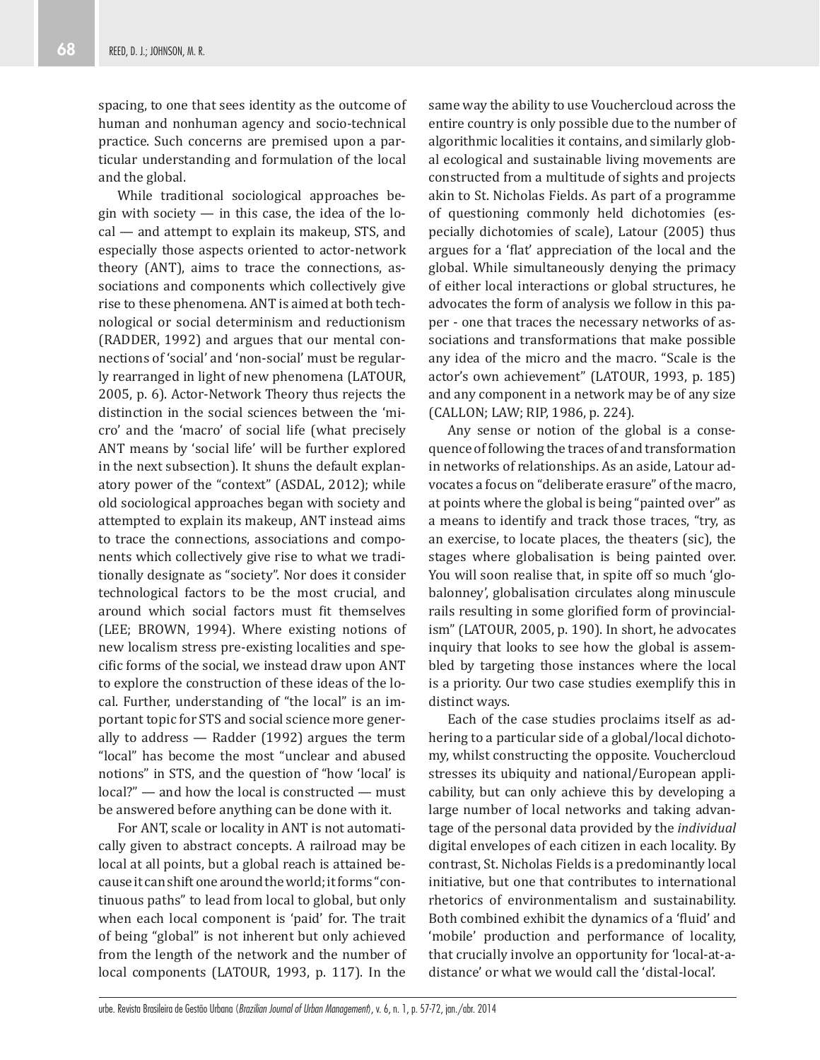spacing, to one that sees identity as the outcome of human and nonhuman agency and socio-technical practice. Such concerns are premised upon a particular understanding and formulation of the local and the global.

While traditional sociological approaches begin with society — in this case, the idea of the local — and attempt to explain its makeup, STS, and especially those aspects oriented to actor-network theory (ANT), aims to trace the connections, associations and components which collectively give rise to these phenomena. ANT is aimed at both technological or social determinism and reductionism (RADDER, 1992) and argues that our mental connections of 'social' and 'non-social' must be regularly rearranged in light of new phenomena (LATOUR, 2005, p. 6). Actor-Network Theory thus rejects the distinction in the social sciences between the 'micro' and the 'macro' of social life (what precisely ANT means by 'social life' will be further explored in the next subsection). It shuns the default explanatory power of the "context" (ASDAL, 2012); while old sociological approaches began with society and attempted to explain its makeup, ANT instead aims to trace the connections, associations and components which collectively give rise to what we traditionally designate as "society". Nor does it consider technological factors to be the most crucial, and around which social factors must fit themselves (LEE; BROWN, 1994). Where existing notions of new localism stress pre-existing localities and specific forms of the social, we instead draw upon ANT to explore the construction of these ideas of the local. Further, understanding of "the local" is an important topic for STS and social science more generally to address — Radder (1992) argues the term "local" has become the most "unclear and abused notions" in STS, and the question of "how 'local' is local?" — and how the local is constructed — must be answered before anything can be done with it.

For ANT, scale or locality in ANT is not automatically given to abstract concepts. A railroad may be local at all points, but a global reach is attained because it can shift one around the world; it forms "continuous paths" to lead from local to global, but only when each local component is 'paid' for. The trait of being "global" is not inherent but only achieved from the length of the network and the number of local components (LATOUR, 1993, p. 117). In the same way the ability to use Vouchercloud across the entire country is only possible due to the number of algorithmic localities it contains, and similarly global ecological and sustainable living movements are constructed from a multitude of sights and projects akin to St. Nicholas Fields. As part of a programme of questioning commonly held dichotomies (especially dichotomies of scale), Latour (2005) thus argues for a 'flat' appreciation of the local and the global. While simultaneously denying the primacy of either local interactions or global structures, he advocates the form of analysis we follow in this paper - one that traces the necessary networks of associations and transformations that make possible any idea of the micro and the macro. "Scale is the actor's own achievement" (LATOUR, 1993, p. 185) and any component in a network may be of any size (CALLON; LAW; RIP, 1986, p. 224).

Any sense or notion of the global is a consequence of following the traces of and transformation in networks of relationships. As an aside, Latour advocates a focus on "deliberate erasure" of the macro, at points where the global is being "painted over" as a means to identify and track those traces, "try, as an exercise, to locate places, the theaters (sic), the stages where globalisation is being painted over. You will soon realise that, in spite off so much 'globalonney', globalisation circulates along minuscule rails resulting in some glorified form of provincialism" (LATOUR, 2005, p. 190). In short, he advocates inquiry that looks to see how the global is assembled by targeting those instances where the local is a priority. Our two case studies exemplify this in distinct ways.

Each of the case studies proclaims itself as adhering to a particular side of a global/local dichotomy, whilst constructing the opposite. Vouchercloud stresses its ubiquity and national/European applicability, but can only achieve this by developing a large number of local networks and taking advantage of the personal data provided by the *individual* digital envelopes of each citizen in each locality. By contrast, St. Nicholas Fields is a predominantly local initiative, but one that contributes to international rhetorics of environmentalism and sustainability. Both combined exhibit the dynamics of a 'fluid' and 'mobile' production and performance of locality, that crucially involve an opportunity for 'local-at-a-distance' or what we would call the 'distal-local'.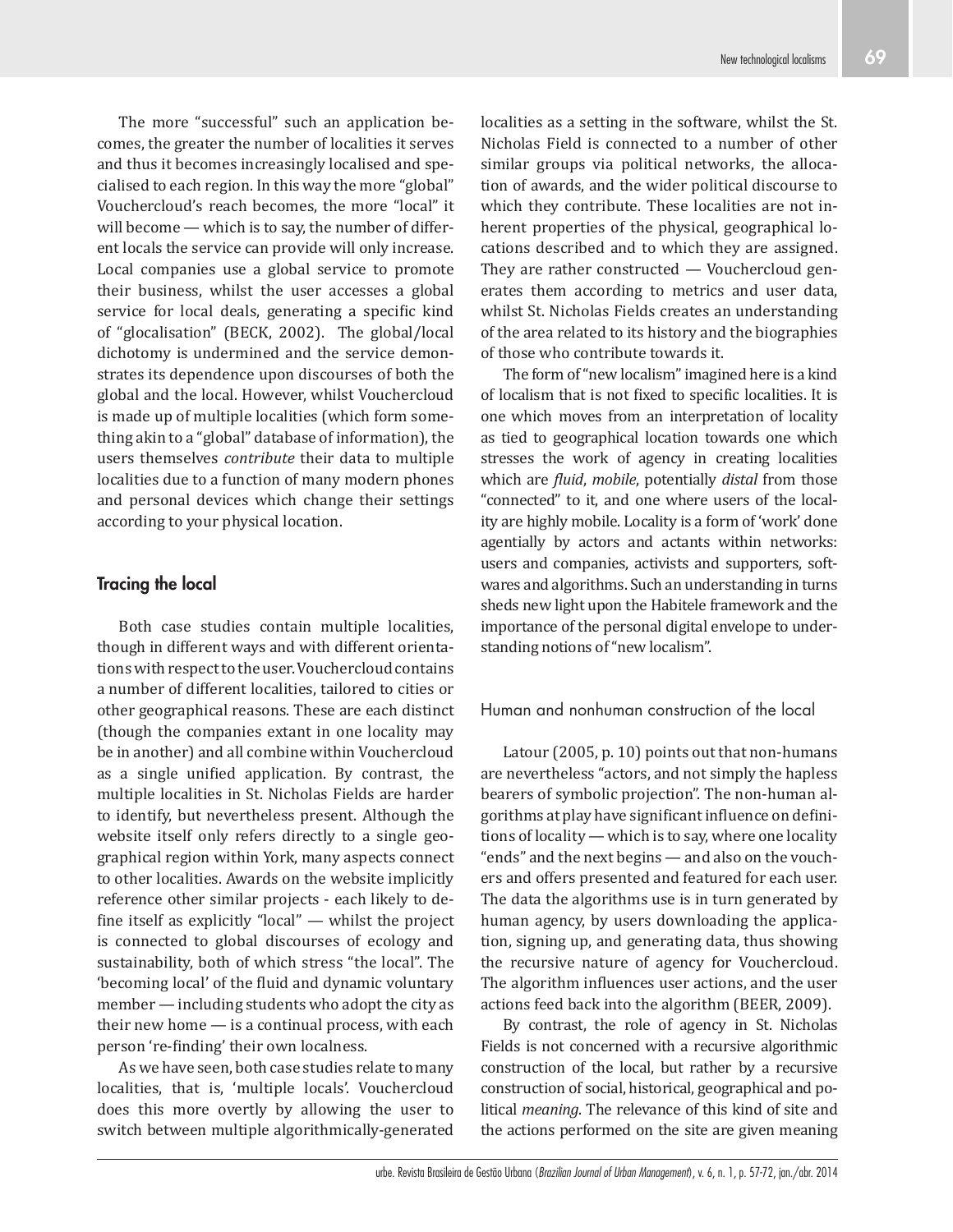The more "successful" such an application becomes, the greater the number of localities it serves and thus it becomes increasingly localised and specialised to each region. In this way the more "global" Vouchercloud's reach becomes, the more "local" it will become — which is to say, the number of different locals the service can provide will only increase. Local companies use a global service to promote their business, whilst the user accesses a global service for local deals, generating a specific kind of "glocalisation" (BECK, 2002). The global/local dichotomy is undermined and the service demonstrates its dependence upon discourses of both the global and the local. However, whilst Vouchercloud is made up of multiple localities (which form something akin to a "global" database of information), the users themselves *contribute* their data to multiple localities due to a function of many modern phones and personal devices which change their settings according to your physical location.

## Tracing the local

Both case studies contain multiple localities, though in different ways and with different orientations with respect to the user. Vouchercloud contains a number of different localities, tailored to cities or other geographical reasons. These are each distinct (though the companies extant in one locality may be in another) and all combine within Vouchercloud as a single unified application. By contrast, the multiple localities in St. Nicholas Fields are harder to identify, but nevertheless present. Although the website itself only refers directly to a single geographical region within York, many aspects connect to other localities. Awards on the website implicitly reference other similar projects - each likely to define itself as explicitly "local" — whilst the project is connected to global discourses of ecology and sustainability, both of which stress "the local". The 'becoming local' of the fluid and dynamic voluntary member — including students who adopt the city as their new home — is a continual process, with each person 're-finding' their own localness.

As we have seen, both case studies relate to many localities, that is, 'multiple locals'. Vouchercloud does this more overtly by allowing the user to switch between multiple algorithmically-generated localities as a setting in the software, whilst the St. Nicholas Field is connected to a number of other similar groups via political networks, the allocation of awards, and the wider political discourse to which they contribute. These localities are not inherent properties of the physical, geographical locations described and to which they are assigned. They are rather constructed — Vouchercloud generates them according to metrics and user data, whilst St. Nicholas Fields creates an understanding of the area related to its history and the biographies of those who contribute towards it.

The form of "new localism" imagined here is a kind of localism that is not fixed to specific localities. It is one which moves from an interpretation of locality as tied to geographical location towards one which stresses the work of agency in creating localities which are *fluid*, *mobile*, potentially *distal* from those "connected" to it, and one where users of the locality are highly mobile. Locality is a form of 'work' done agentially by actors and actants within networks: users and companies, activists and supporters, softwares and algorithms. Such an understanding in turns sheds new light upon the Habitele framework and the importance of the personal digital envelope to understanding notions of "new localism".

### Human and nonhuman construction of the local

Latour (2005, p. 10) points out that non-humans are nevertheless "actors, and not simply the hapless bearers of symbolic projection". The non-human algorithms at play have significant influence on definitions of locality — which is to say, where one locality "ends" and the next begins — and also on the vouchers and offers presented and featured for each user. The data the algorithms use is in turn generated by human agency, by users downloading the application, signing up, and generating data, thus showing the recursive nature of agency for Vouchercloud. The algorithm influences user actions, and the user actions feed back into the algorithm (BEER, 2009).

By contrast, the role of agency in St. Nicholas Fields is not concerned with a recursive algorithmic construction of the local, but rather by a recursive construction of social, historical, geographical and political *meaning*. The relevance of this kind of site and the actions performed on the site are given meaning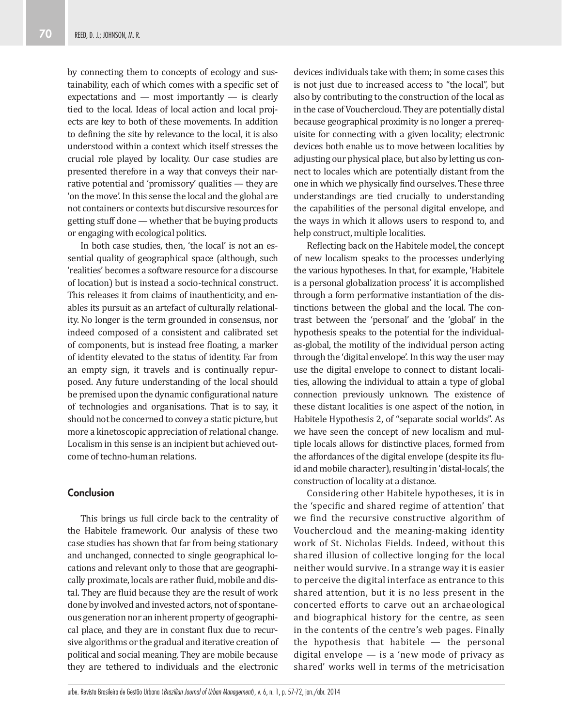by connecting them to concepts of ecology and sustainability, each of which comes with a specific set of expectations and — most importantly — is clearly tied to the local. Ideas of local action and local projects are key to both of these movements. In addition to defining the site by relevance to the local, it is also understood within a context which itself stresses the crucial role played by locality. Our case studies are presented therefore in a way that conveys their narrative potential and 'promissory' qualities — they are 'on the move'. In this sense the local and the global are not containers or contexts but discursive resources for getting stuff done — whether that be buying products or engaging with ecological politics.

In both case studies, then, 'the local' is not an essential quality of geographical space (although, such 'realities' becomes a software resource for a discourse of location) but is instead a socio-technical construct. This releases it from claims of inauthenticity, and enables its pursuit as an artefact of culturally relationality. No longer is the term grounded in consensus, nor indeed composed of a consistent and calibrated set of components, but is instead free floating, a marker of identity elevated to the status of identity. Far from an empty sign, it travels and is continually repurposed. Any future understanding of the local should be premised upon the dynamic configurational nature of technologies and organisations. That is to say, it should not be concerned to convey a static picture, but more a kinetoscopic appreciation of relational change. Localism in this sense is an incipient but achieved outcome of techno-human relations.

## Conclusion

This brings us full circle back to the centrality of the Habitele framework. Our analysis of these two case studies has shown that far from being stationary and unchanged, connected to single geographical locations and relevant only to those that are geographically proximate, locals are rather fluid, mobile and distal. They are fluid because they are the result of work done by involved and invested actors, not of spontaneous generation nor an inherent property of geographical place, and they are in constant flux due to recursive algorithms or the gradual and iterative creation of political and social meaning. They are mobile because they are tethered to individuals and the electronic devices individuals take with them; in some cases this is not just due to increased access to "the local", but also by contributing to the construction of the local as in the case of Vouchercloud. They are potentially distal because geographical proximity is no longer a prerequisite for connecting with a given locality; electronic devices both enable us to move between localities by adjusting our physical place, but also by letting us connect to locales which are potentially distant from the one in which we physically find ourselves. These three understandings are tied crucially to understanding the capabilities of the personal digital envelope, and the ways in which it allows users to respond to, and help construct, multiple localities.

Reflecting back on the Habitele model, the concept of new localism speaks to the processes underlying the various hypotheses. In that, for example, 'Habitele is a personal globalization process' it is accomplished through a form performative instantiation of the distinctions between the global and the local. The contrast between the 'personal' and the 'global' in the hypothesis speaks to the potential for the individual-as-global, the motility of the individual person acting through the 'digital envelope'. In this way the user may use the digital envelope to connect to distant localities, allowing the individual to attain a type of global connection previously unknown. The existence of these distant localities is one aspect of the notion, in Habitele Hypothesis 2, of "separate social worlds". As we have seen the concept of new localism and multiple locals allows for distinctive places, formed from the affordances of the digital envelope (despite its fluid and mobile character), resulting in 'distal-locals', the construction of locality at a distance.

Considering other Habitele hypotheses, it is in the 'specific and shared regime of attention' that we find the recursive constructive algorithm of Vouchercloud and the meaning-making identity work of St. Nicholas Fields. Indeed, without this shared illusion of collective longing for the local neither would survive. In a strange way it is easier to perceive the digital interface as entrance to this shared attention, but it is no less present in the concerted efforts to carve out an archaeological and biographical history for the centre, as seen in the contents of the centre's web pages. Finally the hypothesis that habitele — the personal digital envelope — is a 'new mode of privacy as shared' works well in terms of the metricisation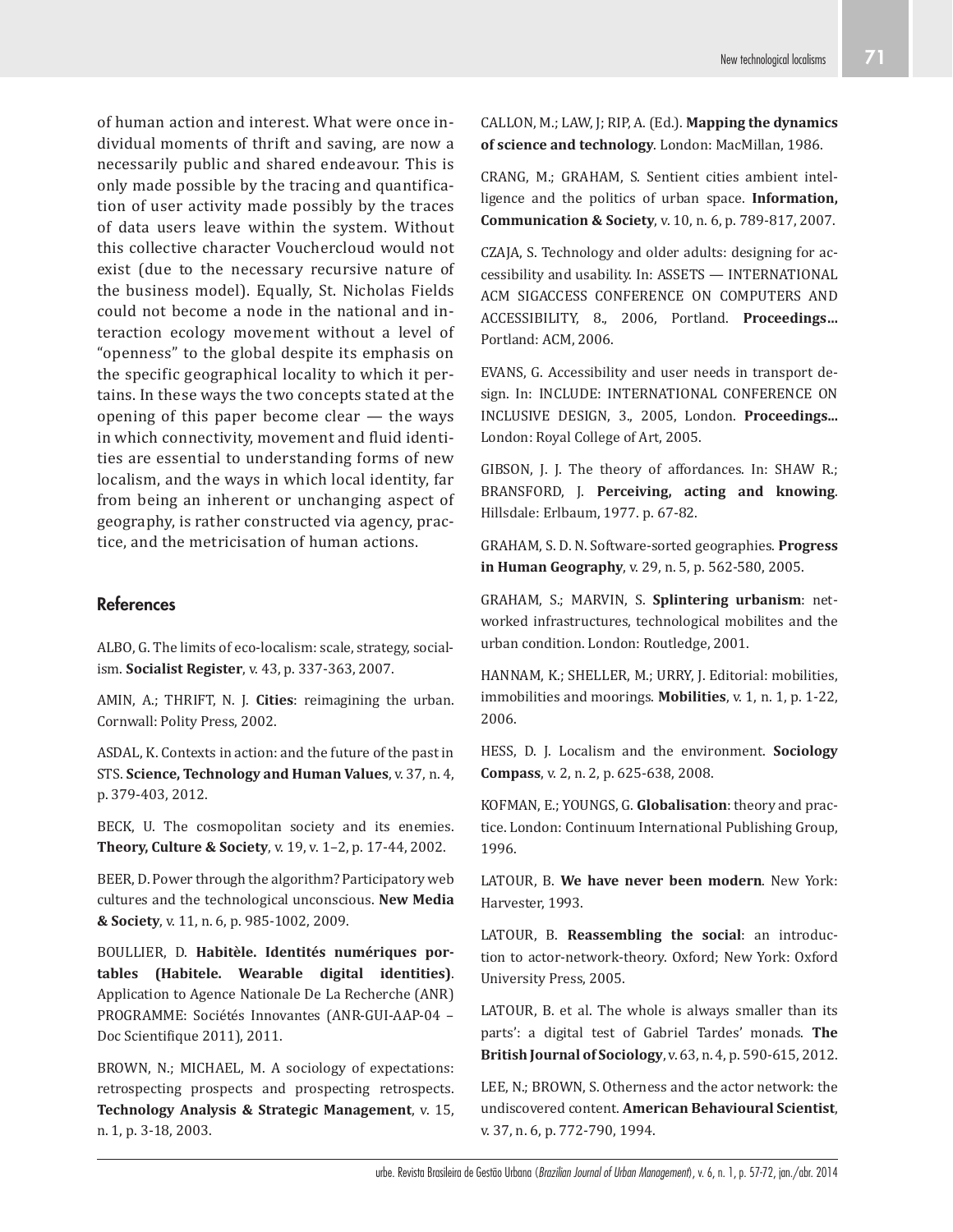of human action and interest. What were once individual moments of thrift and saving, are now a necessarily public and shared endeavour. This is only made possible by the tracing and quantification of user activity made possibly by the traces of data users leave within the system. Without this collective character Vouchercloud would not exist (due to the necessary recursive nature of the business model). Equally, St. Nicholas Fields could not become a node in the national and interaction ecology movement without a level of "openness" to the global despite its emphasis on the specific geographical locality to which it pertains. In these ways the two concepts stated at the opening of this paper become clear — the ways in which connectivity, movement and fluid identities are essential to understanding forms of new localism, and the ways in which local identity, far from being an inherent or unchanging aspect of geography, is rather constructed via agency, practice, and the metricisation of human actions.

## References

ALBO, G. The limits of eco-localism: scale, strategy, socialism. **Socialist Register**, v. 43, p. 337-363, 2007.

AMIN, A.; THRIFT, N. J. **Cities**: reimagining the urban. Cornwall: Polity Press, 2002.

ASDAL, K. Contexts in action: and the future of the past in STS. **Science, Technology and Human Values**, v. 37, n. 4, p. 379-403, 2012.

BECK, U. The cosmopolitan society and its enemies. **Theory, Culture & Society**, v. 19, v. 1–2, p. 17-44, 2002.

BEER, D. Power through the algorithm? Participatory web cultures and the technological unconscious. **New Media & Society**, v. 11, n. 6, p. 985-1002, 2009.

BOULLIER, D. **Habitèle. Identités numériques portables (Habitele. Wearable digital identities)**. Application to Agence Nationale De La Recherche (ANR) PROGRAMME: Sociétés Innovantes (ANR-GUI-AAP-04 – Doc Scientifique 2011), 2011.

BROWN, N.; MICHAEL, M. A sociology of expectations: retrospecting prospects and prospecting retrospects. **Technology Analysis & Strategic Management**, v. 15, n. 1, p. 3-18, 2003.

CALLON, M.; LAW, J; RIP, A. (Ed.). **Mapping the dynamics of science and technology**. London: MacMillan, 1986.

CRANG, M.; GRAHAM, S. Sentient cities ambient intelligence and the politics of urban space. **Information, Communication & Society**, v. 10, n. 6, p. 789-817, 2007.

CZAJA, S. Technology and older adults: designing for accessibility and usability. In: ASSETS — INTERNATIONAL ACM SIGACCESS CONFERENCE ON COMPUTERS AND ACCESSIBILITY, 8., 2006, Portland. **Proceedings...** Portland: ACM, 2006.

EVANS, G. Accessibility and user needs in transport design. In: INCLUDE: INTERNATIONAL CONFERENCE ON INCLUSIVE DESIGN, 3., 2005, London. **Proceedings...** London: Royal College of Art, 2005.

GIBSON, J. J. The theory of affordances. In: SHAW R.; BRANSFORD, J. **Perceiving, acting and knowing**. Hillsdale: Erlbaum, 1977. p. 67-82.

GRAHAM, S. D. N. Software-sorted geographies. **Progress in Human Geography**, v. 29, n. 5, p. 562-580, 2005.

GRAHAM, S.; MARVIN, S. **Splintering urbanism**: networked infrastructures, technological mobilites and the urban condition. London: Routledge, 2001.

HANNAM, K.; SHELLER, M.; URRY, J. Editorial: mobilities, immobilities and moorings. **Mobilities**, v. 1, n. 1, p. 1-22, 2006.

HESS, D. J. Localism and the environment. **Sociology Compass**, v. 2, n. 2, p. 625-638, 2008.

KOFMAN, E.; YOUNGS, G. **Globalisation**: theory and practice. London: Continuum International Publishing Group, 1996.

LATOUR, B. **We have never been modern**. New York: Harvester, 1993.

LATOUR, B. **Reassembling the social**: an introduction to actor-network-theory. Oxford; New York: Oxford University Press, 2005.

LATOUR, B. et al. The whole is always smaller than its parts': a digital test of Gabriel Tardes' monads. **The British Journal of Sociology**, v. 63, n. 4, p. 590-615, 2012.

LEE, N.; BROWN, S. Otherness and the actor network: the undiscovered content. **American Behavioural Scientist**, v. 37, n. 6, p. 772-790, 1994.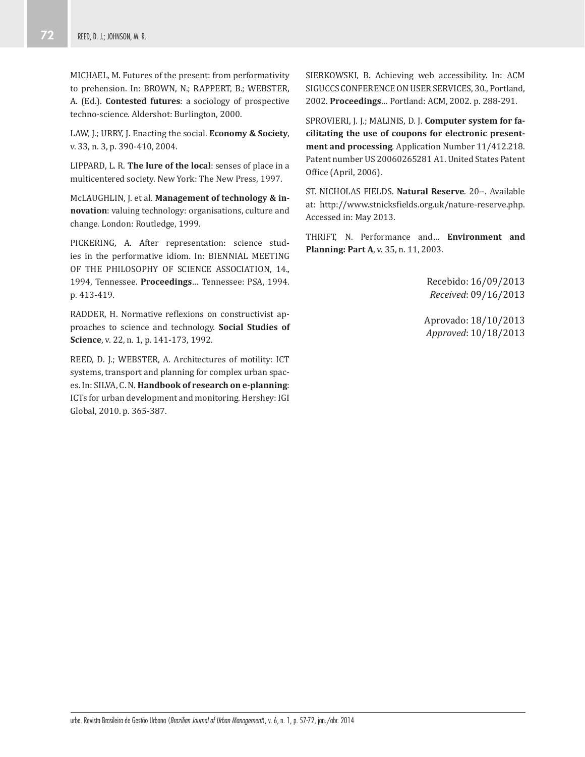MICHAEL, M. Futures of the present: from performativity to prehension. In: BROWN, N.; RAPPERT, B.; WEBSTER, A. (Ed.). **Contested futures**: a sociology of prospective techno-science. Aldershot: Burlington, 2000.

LAW, J.; URRY, J. Enacting the social. **Economy & Society**, v. 33, n. 3, p. 390-410, 2004.

LIPPARD, L. R. **The lure of the local**: senses of place in a multicentered society. New York: The New Press, 1997.

McLAUGHLIN, J. et al. **Management of technology & innovation**: valuing technology: organisations, culture and change. London: Routledge, 1999.

PICKERING, A. After representation: science studies in the performative idiom. In: BIENNIAL MEETING OF THE PHILOSOPHY OF SCIENCE ASSOCIATION, 14., 1994, Tennessee. **Proceedings**... Tennessee: PSA, 1994. p. 413-419.

RADDER, H. Normative reflexions on constructivist approaches to science and technology. **Social Studies of Science**, v. 22, n. 1, p. 141-173, 1992.

REED, D. J.; WEBSTER, A. Architectures of motility: ICT systems, transport and planning for complex urban spaces. In: SILVA, C. N. **Handbook of research on e-planning**: ICTs for urban development and monitoring. Hershey: IGI Global, 2010. p. 365-387.

SIERKOWSKI, B. Achieving web accessibility. In: ACM SIGUCCS CONFERENCE ON USER SERVICES, 30., Portland, 2002. **Proceedings**... Portland: ACM, 2002. p. 288-291.

SPROVIERI, J. J.; MALINIS, D. J. **Computer system for facilitating the use of coupons for electronic presentment and processing**. Application Number 11/412.218. Patent number US 20060265281 A1. United States Patent Office (April, 2006).

ST. NICHOLAS FIELDS. **Natural Reserve**. 20--. Available at: http://www.stnicksfields.org.uk/nature-reserve.php. Accessed in: May 2013.

THRIFT, N. Performance and... **Environment and Planning: Part A**, v. 35, n. 11, 2003.

Recebido: 16/09/2013
*Received*: 09/16/2013

Aprovado: 18/10/2013
*Approved*: 10/18/2013